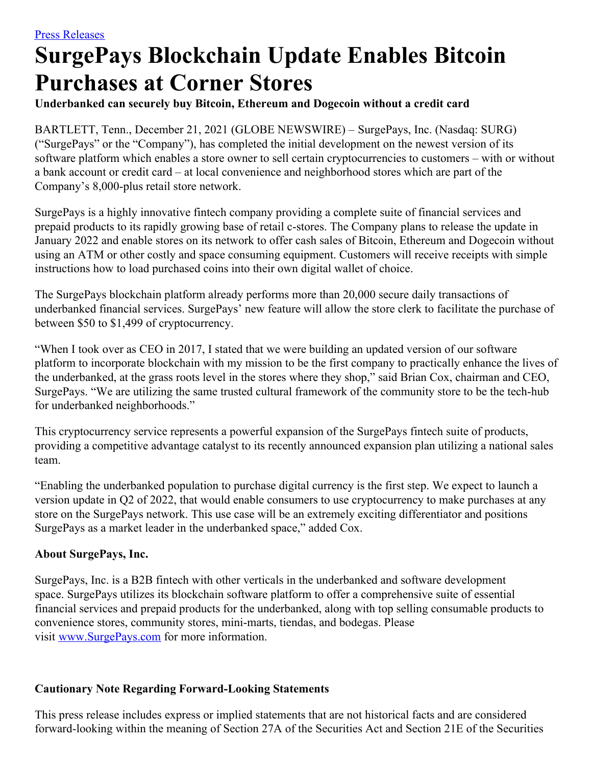[Press Releases](#)

# SurgePays Blockchain Update Enables Bitcoin Purchases at Corner Stores

**Underbanked can securely buy Bitcoin, Ethereum and Dogecoin without a credit card**

BARTLETT, Tenn., December 21, 2021 (GLOBE NEWSWIRE) – SurgePays, Inc. (Nasdaq: SURG) ("SurgePays" or the "Company"), has completed the initial development on the newest version of its software platform which enables a store owner to sell certain cryptocurrencies to customers – with or without a bank account or credit card – at local convenience and neighborhood stores which are part of the Company's 8,000-plus retail store network.

SurgePays is a highly innovative fintech company providing a complete suite of financial services and prepaid products to its rapidly growing base of retail c-stores. The Company plans to release the update in January 2022 and enable stores on its network to offer cash sales of Bitcoin, Ethereum and Dogecoin without using an ATM or other costly and space consuming equipment. Customers will receive receipts with simple instructions how to load purchased coins into their own digital wallet of choice.

The SurgePays blockchain platform already performs more than 20,000 secure daily transactions of underbanked financial services. SurgePays' new feature will allow the store clerk to facilitate the purchase of between $50 to $1,499 of cryptocurrency.

"When I took over as CEO in 2017, I stated that we were building an updated version of our software platform to incorporate blockchain with my mission to be the first company to practically enhance the lives of the underbanked, at the grass roots level in the stores where they shop," said Brian Cox, chairman and CEO, SurgePays. "We are utilizing the same trusted cultural framework of the community store to be the tech-hub for underbanked neighborhoods."

This cryptocurrency service represents a powerful expansion of the SurgePays fintech suite of products, providing a competitive advantage catalyst to its recently announced expansion plan utilizing a national sales team.

"Enabling the underbanked population to purchase digital currency is the first step. We expect to launch a version update in Q2 of 2022, that would enable consumers to use cryptocurrency to make purchases at any store on the SurgePays network. This use case will be an extremely exciting differentiator and positions SurgePays as a market leader in the underbanked space," added Cox.

### About SurgePays, Inc.

SurgePays, Inc. is a B2B fintech with other verticals in the underbanked and software development space. SurgePays utilizes its blockchain software platform to offer a comprehensive suite of essential financial services and prepaid products for the underbanked, along with top selling consumable products to convenience stores, community stores, mini-marts, tiendas, and bodegas. Please visit [www.SurgePays.com](http://www.SurgePays.com) for more information.

### Cautionary Note Regarding Forward-Looking Statements

This press release includes express or implied statements that are not historical facts and are considered forward-looking within the meaning of Section 27A of the Securities Act and Section 21E of the Securities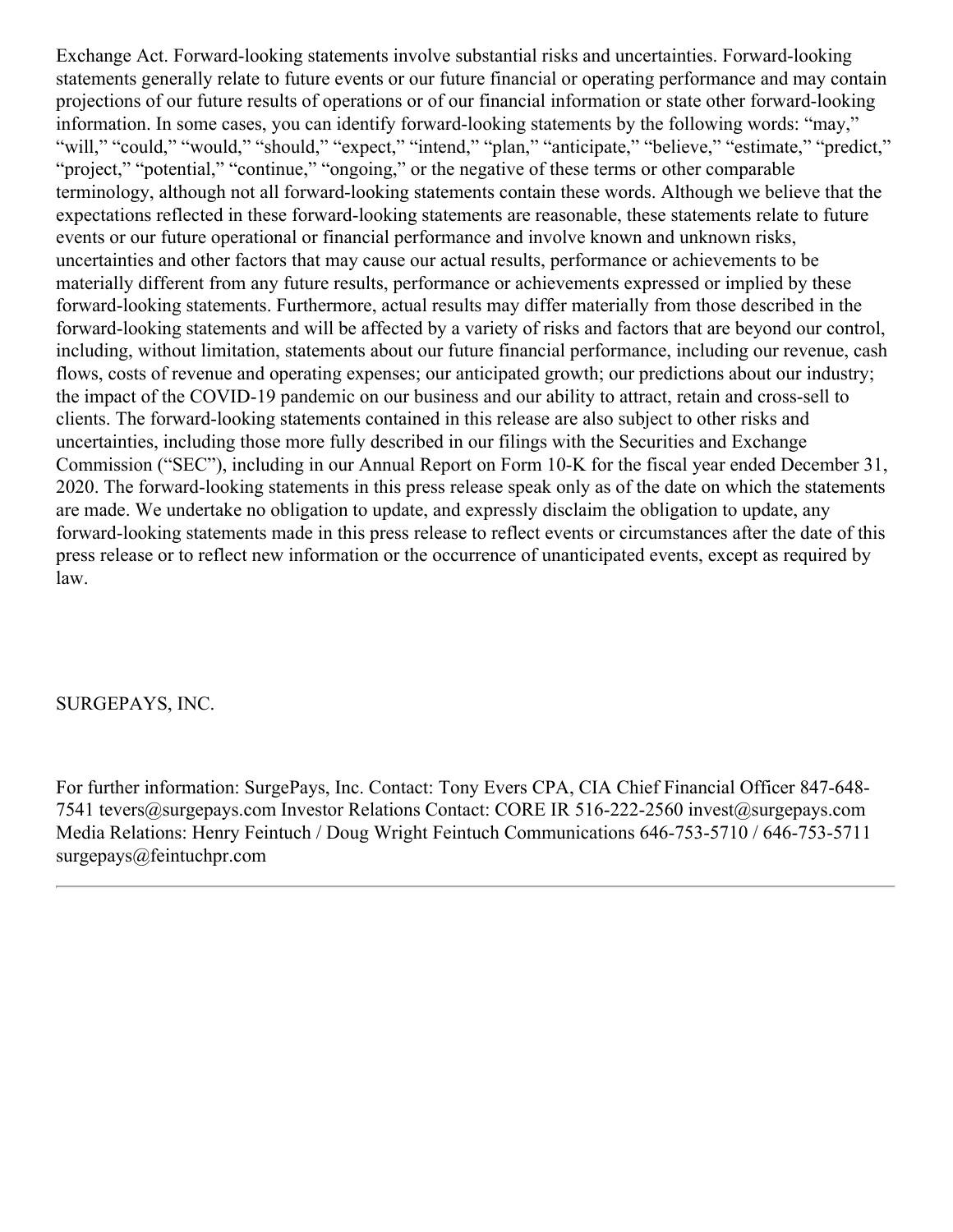Exchange Act. Forward-looking statements involve substantial risks and uncertainties. Forward-looking statements generally relate to future events or our future financial or operating performance and may contain projections of our future results of operations or of our financial information or state other forward-looking information. In some cases, you can identify forward-looking statements by the following words: "may," "will," "could," "would," "should," "expect," "intend," "plan," "anticipate," "believe," "estimate," "predict," "project," "potential," "continue," "ongoing," or the negative of these terms or other comparable terminology, although not all forward-looking statements contain these words. Although we believe that the expectations reflected in these forward-looking statements are reasonable, these statements relate to future events or our future operational or financial performance and involve known and unknown risks, uncertainties and other factors that may cause our actual results, performance or achievements to be materially different from any future results, performance or achievements expressed or implied by these forward-looking statements. Furthermore, actual results may differ materially from those described in the forward-looking statements and will be affected by a variety of risks and factors that are beyond our control, including, without limitation, statements about our future financial performance, including our revenue, cash flows, costs of revenue and operating expenses; our anticipated growth; our predictions about our industry; the impact of the COVID-19 pandemic on our business and our ability to attract, retain and cross-sell to clients. The forward-looking statements contained in this release are also subject to other risks and uncertainties, including those more fully described in our filings with the Securities and Exchange Commission ("SEC"), including in our Annual Report on Form 10-K for the fiscal year ended December 31, 2020. The forward-looking statements in this press release speak only as of the date on which the statements are made. We undertake no obligation to update, and expressly disclaim the obligation to update, any forward-looking statements made in this press release to reflect events or circumstances after the date of this press release or to reflect new information or the occurrence of unanticipated events, except as required by law.

SURGEPAYS, INC.

For further information: SurgePays, Inc. Contact: Tony Evers CPA, CIA Chief Financial Officer 847-648-7541 tevers@surgepays.com Investor Relations Contact: CORE IR 516-222-2560 invest@surgepays.com Media Relations: Henry Feintuch / Doug Wright Feintuch Communications 646-753-5710 / 646-753-5711 surgepays@feintuchpr.com